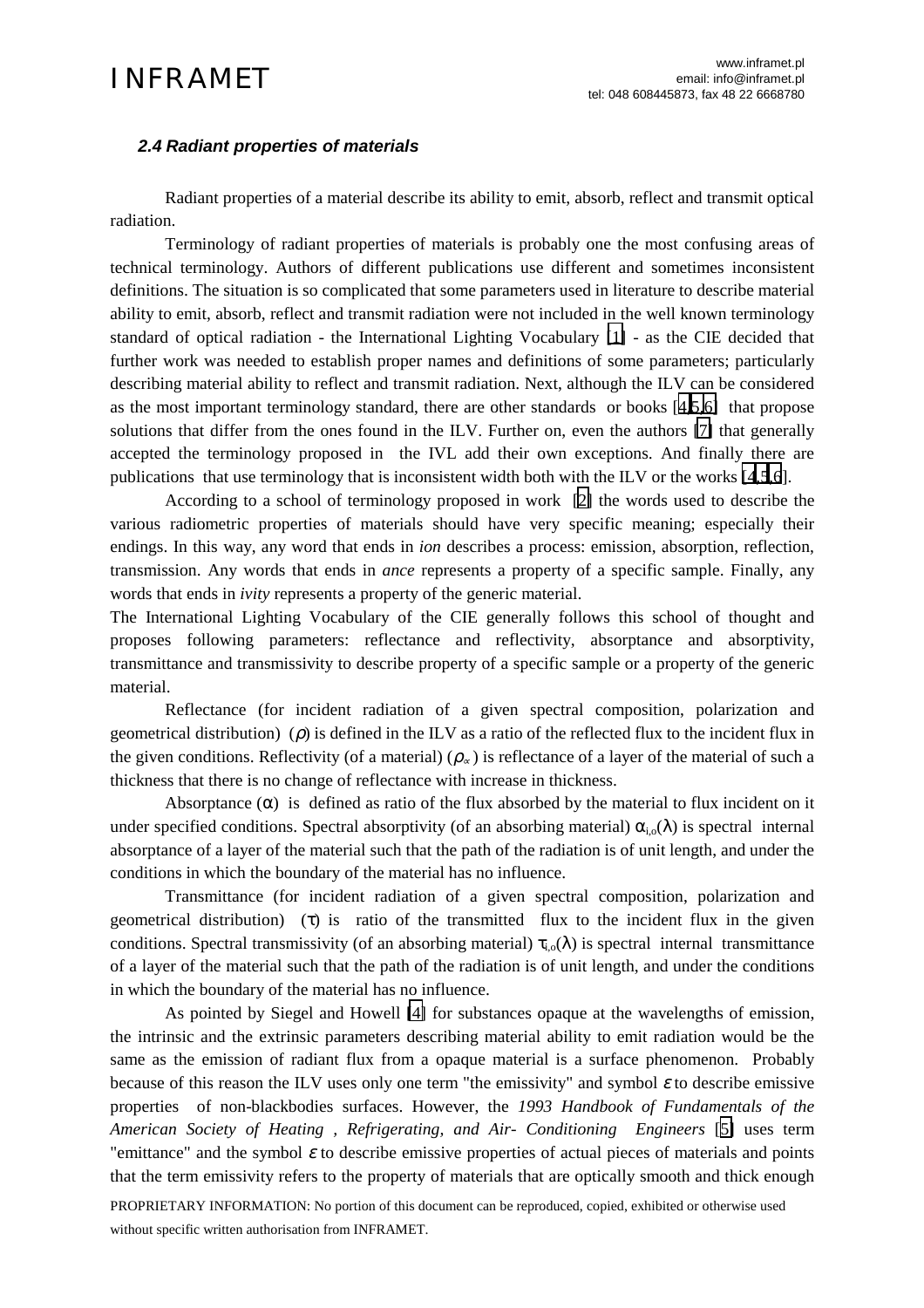### *2.4 Radiant properties of materials*

Radiant properties of a material describe its ability to emit, absorb, reflect and transmit optical radiation.

Terminology of radiant properties of materials is probably one the most confusing areas of technical terminology. Authors of different publications use different and sometimes inconsistent definitions. The situation is so complicated that some parameters used in literature to describe material ability to emit, absorb, reflect and transmit radiation were not included in the well known terminology standard of optical radiation - the International Lighting Vocabulary [1] - as the CIE decided that further work was needed to establish proper names and definitions of some parameters; particularly describing material ability to reflect and transmit radiation. Next, although the ILV can be considered as the most important terminology standard, there are other standards or books [4,5,6] that propose solutions that differ from the ones found in the ILV. Further on, even the authors [7] that generally accepted the terminology proposed in the IVL add their own exceptions. And finally there are publications that use terminology that is inconsistent width both with the ILV or the works [4,5,6].

According to a school of terminology proposed in work [2] the words used to describe the various radiometric properties of materials should have very specific meaning; especially their endings. In this way, any word that ends in *ion* describes a process: emission, absorption, reflection, transmission. Any words that ends in *ance* represents a property of a specific sample. Finally, any words that ends in *ivity* represents a property of the generic material.

The International Lighting Vocabulary of the CIE generally follows this school of thought and proposes following parameters: reflectance and reflectivity, absorptance and absorptivity, transmittance and transmissivity to describe property of a specific sample or a property of the generic material.

Reflectance (for incident radiation of a given spectral composition, polarization and geometrical distribution) ($\rho$) is defined in the ILV as a ratio of the reflected flux to the incident flux in the given conditions. Reflectivity (of a material) ($\rho_\infty$) is reflectance of a layer of the material of such a thickness that there is no change of reflectance with increase in thickness.

Absorptance ($\alpha$) is defined as ratio of the flux absorbed by the material to flux incident on it under specified conditions. Spectral absorptivity (of an absorbing material) $\alpha_{i,o}(\lambda)$ is spectral internal absorptance of a layer of the material such that the path of the radiation is of unit length, and under the conditions in which the boundary of the material has no influence.

Transmittance (for incident radiation of a given spectral composition, polarization and geometrical distribution) ($\tau$) is ratio of the transmitted flux to the incident flux in the given conditions. Spectral transmissivity (of an absorbing material) $\tau_{i,o}(\lambda)$ is spectral internal transmittance of a layer of the material such that the path of the radiation is of unit length, and under the conditions in which the boundary of the material has no influence.

As pointed by Siegel and Howell [4] for substances opaque at the wavelengths of emission, the intrinsic and the extrinsic parameters describing material ability to emit radiation would be the same as the emission of radiant flux from a opaque material is a surface phenomenon. Probably because of this reason the ILV uses only one term "the emissivity" and symbol $\varepsilon$ to describe emissive properties of non-blackbodies surfaces. However, the *1993 Handbook of Fundamentals of the American Society of Heating , Refrigerating, and Air- Conditioning Engineers* [5] uses term "emittance" and the symbol $\varepsilon$ to describe emissive properties of actual pieces of materials and points that the term emissivity refers to the property of materials that are optically smooth and thick enough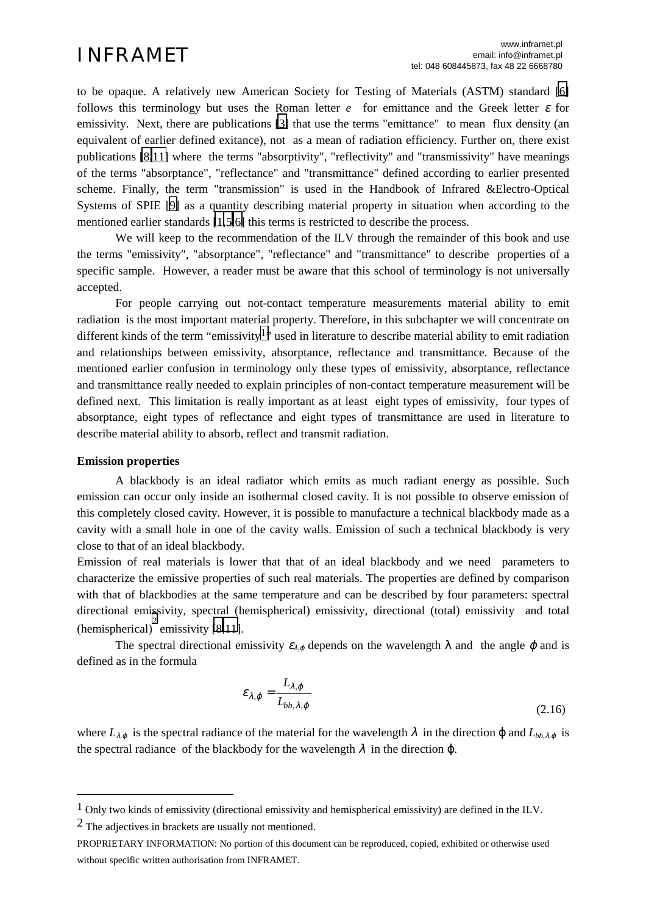to be opaque. A relatively new American Society for Testing of Materials (ASTM) standard [6] follows this terminology but uses the Roman letter $e$ for emittance and the Greek letter $\varepsilon$ for emissivity. Next, there are publications [3] that use the terms "emittance" to mean flux density (an equivalent of earlier defined exitance), not as a mean of radiation efficiency. Further on, there exist publications [8,11] where the terms "absorptivity", "reflectivity" and "transmissivity" have meanings of the terms "absorptance", "reflectance" and "transmittance" defined according to earlier presented scheme. Finally, the term "transmission" is used in the Handbook of Infrared &Electro-Optical Systems of SPIE [9] as a quantity describing material property in situation when according to the mentioned earlier standards [1,5,6] this terms is restricted to describe the process.

We will keep to the recommendation of the ILV through the remainder of this book and use the terms "emissivity", "absorptance", "reflectance" and "transmittance" to describe properties of a specific sample. However, a reader must be aware that this school of terminology is not universally accepted.

For people carrying out not-contact temperature measurements material ability to emit radiation is the most important material property. Therefore, in this subchapter we will concentrate on different kinds of the term "emissivity[1]" used in literature to describe material ability to emit radiation and relationships between emissivity, absorptance, reflectance and transmittance. Because of the mentioned earlier confusion in terminology only these types of emissivity, absorptance, reflectance and transmittance really needed to explain principles of non-contact temperature measurement will be defined next. This limitation is really important as at least eight types of emissivity, four types of absorptance, eight types of reflectance and eight types of transmittance are used in literature to describe material ability to absorb, reflect and transmit radiation.

**Emission properties**

A blackbody is an ideal radiator which emits as much radiant energy as possible. Such emission can occur only inside an isothermal closed cavity. It is not possible to observe emission of this completely closed cavity. However, it is possible to manufacture a technical blackbody made as a cavity with a small hole in one of the cavity walls. Emission of such a technical blackbody is very close to that of an ideal blackbody.

Emission of real materials is lower that that of an ideal blackbody and we need parameters to characterize the emissive properties of such real materials. The properties are defined by comparison with that of blackbodies at the same temperature and can be described by four parameters: spectral directional emissivity, spectral (hemispherical) emissivity, directional (total) emissivity and total (hemispherical)[2] emissivity [8,11].

The spectral directional emissivity $\varepsilon_{\lambda,\varphi}$ depends on the wavelength $\lambda$ and the angle $\varphi$ and is defined as in the formula

$$\varepsilon_{\lambda,\varphi} = \frac{L_{\lambda,\varphi}}{L_{bb,\lambda,\varphi}} \tag{2.16}$$

where $L_{\lambda,\varphi}$ is the spectral radiance of the material for the wavelength $\lambda$ in the direction $\varphi$ and $L_{bb,\lambda,\varphi}$ is the spectral radiance of the blackbody for the wavelength $\lambda$ in the direction $\varphi$.

---

[1] Only two kinds of emissivity (directional emissivity and hemispherical emissivity) are defined in the ILV.

[2] The adjectives in brackets are usually not mentioned.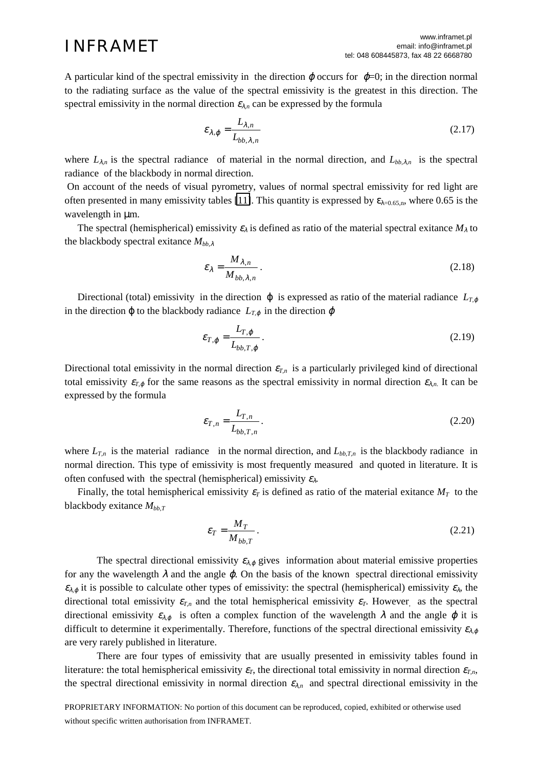A particular kind of the spectral emissivity in the direction $\varphi$ occurs for $\varphi$=0; in the direction normal to the radiating surface as the value of the spectral emissivity is the greatest in this direction. The spectral emissivity in the normal direction $\varepsilon_{\lambda,n}$ can be expressed by the formula

$$\varepsilon_{\lambda,\varphi} = \frac{L_{\lambda,n}}{L_{bb,\lambda,n}} \tag{2.17}$$

where $L_{\lambda,n}$ is the spectral radiance of material in the normal direction, and $L_{bb,\lambda,n}$ is the spectral radiance of the blackbody in normal direction.

On account of the needs of visual pyrometry, values of normal spectral emissivity for red light are often presented in many emissivity tables [11]. This quantity is expressed by $\varepsilon_{\lambda=0.65,n}$, where 0.65 is the wavelength in μm.

The spectral (hemispherical) emissivity $\varepsilon_{\lambda}$ is defined as ratio of the material spectral exitance $M_{\lambda}$ to the blackbody spectral exitance $M_{bb,\lambda}$

$$\varepsilon_{\lambda} = \frac{M_{\lambda,n}}{M_{bb,\lambda,n}}. \tag{2.18}$$

Directional (total) emissivity in the direction $\varphi$ is expressed as ratio of the material radiance $L_{T,\varphi}$ in the direction $\varphi$ to the blackbody radiance $L_{T,\varphi}$ in the direction $\varphi$

$$\varepsilon_{T,\varphi} = \frac{L_{T,\varphi}}{L_{bb,T,\varphi}}. \tag{2.19}$$

Directional total emissivity in the normal direction $\varepsilon_{T,n}$ is a particularly privileged kind of directional total emissivity $\varepsilon_{T,\varphi}$ for the same reasons as the spectral emissivity in normal direction $\varepsilon_{\lambda,n}$. It can be expressed by the formula

$$\varepsilon_{T,n} = \frac{L_{T,n}}{L_{bb,T,n}}. \tag{2.20}$$

where $L_{T,n}$ is the material radiance in the normal direction, and $L_{bb,T,n}$ is the blackbody radiance in normal direction. This type of emissivity is most frequently measured and quoted in literature. It is often confused with the spectral (hemispherical) emissivity $\varepsilon_{\lambda}$.

Finally, the total hemispherical emissivity $\varepsilon_{T}$ is defined as ratio of the material exitance $M_{T}$ to the blackbody exitance $M_{bb,T}$

$$\varepsilon_{T} = \frac{M_{T}}{M_{bb,T}}. \tag{2.21}$$

The spectral directional emissivity $\varepsilon_{\lambda,\varphi}$ gives information about material emissive properties for any the wavelength $\lambda$ and the angle $\varphi$. On the basis of the known spectral directional emissivity $\varepsilon_{\lambda,\varphi}$ it is possible to calculate other types of emissivity: the spectral (hemispherical) emissivity $\varepsilon_{\lambda}$, the directional total emissivity $\varepsilon_{T,n}$ and the total hemispherical emissivity $\varepsilon_{T}$. However, as the spectral directional emissivity $\varepsilon_{\lambda,\varphi}$ is often a complex function of the wavelength $\lambda$ and the angle $\varphi$ it is difficult to determine it experimentally. Therefore, functions of the spectral directional emissivity $\varepsilon_{\lambda,\varphi}$ are very rarely published in literature.

There are four types of emissivity that are usually presented in emissivity tables found in literature: the total hemispherical emissivity $\varepsilon_{T}$, the directional total emissivity in normal direction $\varepsilon_{T,n}$, the spectral directional emissivity in normal direction $\varepsilon_{\lambda,n}$ and spectral directional emissivity in the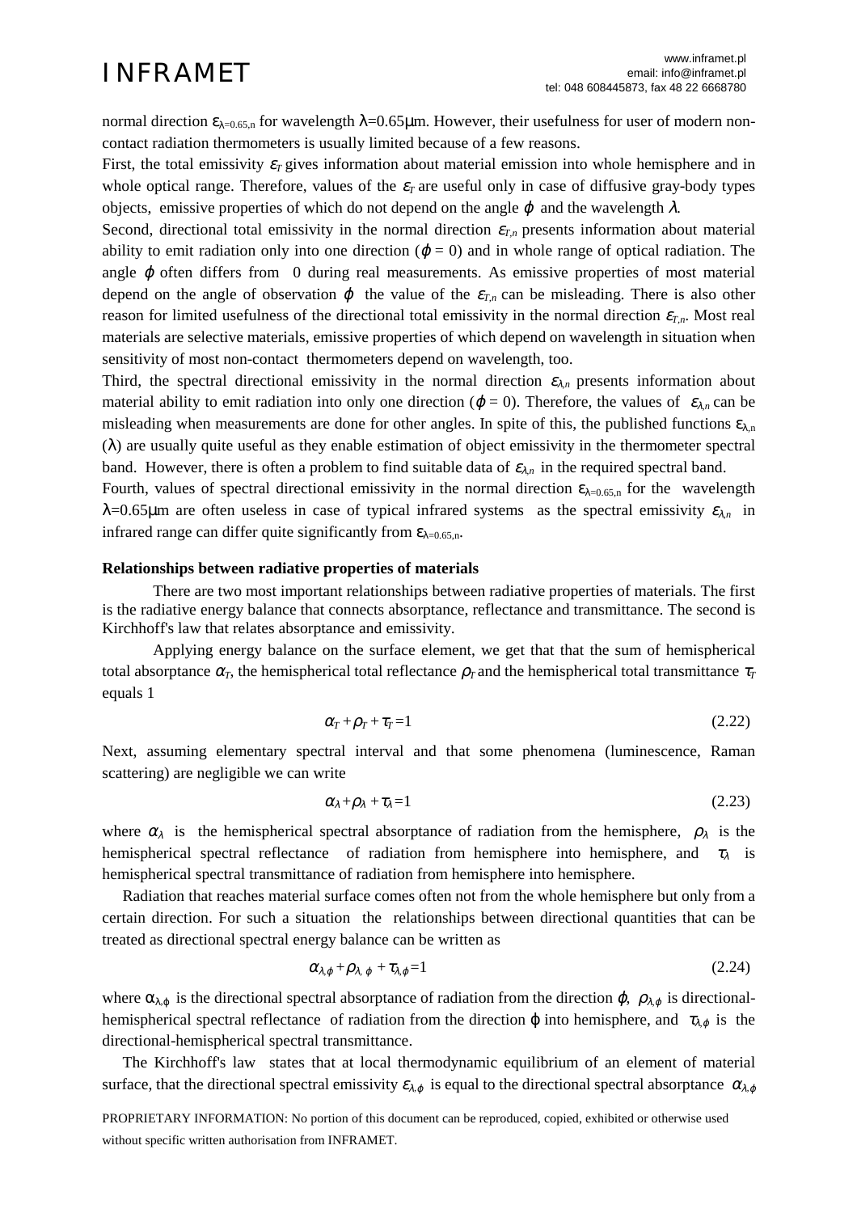normal direction $\varepsilon_{\lambda=0.65,n}$ for wavelength $\lambda$=0.65μm. However, their usefulness for user of modern non-contact radiation thermometers is usually limited because of a few reasons.

First, the total emissivity $\varepsilon_T$ gives information about material emission into whole hemisphere and in whole optical range. Therefore, values of the $\varepsilon_T$ are useful only in case of diffusive gray-body types objects, emissive properties of which do not depend on the angle $\varphi$ and the wavelength $\lambda$.

Second, directional total emissivity in the normal direction $\varepsilon_{T,n}$ presents information about material ability to emit radiation only into one direction ($\varphi$ = 0) and in whole range of optical radiation. The angle $\varphi$ often differs from 0 during real measurements. As emissive properties of most material depend on the angle of observation $\varphi$ the value of the $\varepsilon_{T,n}$ can be misleading. There is also other reason for limited usefulness of the directional total emissivity in the normal direction $\varepsilon_{T,n}$. Most real materials are selective materials, emissive properties of which depend on wavelength in situation when sensitivity of most non-contact thermometers depend on wavelength, too.

Third, the spectral directional emissivity in the normal direction $\varepsilon_{\lambda,n}$ presents information about material ability to emit radiation into only one direction ($\varphi$ = 0). Therefore, the values of $\varepsilon_{\lambda,n}$ can be misleading when measurements are done for other angles. In spite of this, the published functions $\varepsilon_{\lambda,n}(\lambda)$ are usually quite useful as they enable estimation of object emissivity in the thermometer spectral band. However, there is often a problem to find suitable data of $\varepsilon_{\lambda,n}$ in the required spectral band.

Fourth, values of spectral directional emissivity in the normal direction $\varepsilon_{\lambda=0.65,n}$ for the wavelength $\lambda$=0.65μm are often useless in case of typical infrared systems as the spectral emissivity $\varepsilon_{\lambda,n}$ in infrared range can differ quite significantly from $\varepsilon_{\lambda=0.65,n}$.

**Relationships between radiative properties of materials**

There are two most important relationships between radiative properties of materials. The first is the radiative energy balance that connects absorptance, reflectance and transmittance. The second is Kirchhoff's law that relates absorptance and emissivity.

Applying energy balance on the surface element, we get that that the sum of hemispherical total absorptance $\alpha_T$, the hemispherical total reflectance $\rho_T$ and the hemispherical total transmittance $\tau_T$ equals 1

$$\alpha_T + \rho_T + \tau_T = 1 \tag{2.22}$$

Next, assuming elementary spectral interval and that some phenomena (luminescence, Raman scattering) are negligible we can write

$$\alpha_\lambda + \rho_\lambda + \tau_\lambda = 1 \tag{2.23}$$

where $\alpha_\lambda$ is the hemispherical spectral absorptance of radiation from the hemisphere, $\rho_\lambda$ is the hemispherical spectral reflectance of radiation from hemisphere into hemisphere, and $\tau_\lambda$ is hemispherical spectral transmittance of radiation from hemisphere into hemisphere.

Radiation that reaches material surface comes often not from the whole hemisphere but only from a certain direction. For such a situation the relationships between directional quantities that can be treated as directional spectral energy balance can be written as

$$\alpha_{\lambda,\varphi} + \rho_{\lambda,\varphi} + \tau_{\lambda,\varphi} = 1 \tag{2.24}$$

where $\alpha_{\lambda,\varphi}$ is the directional spectral absorptance of radiation from the direction $\varphi$, $\rho_{\lambda,\varphi}$ is directional-hemispherical spectral reflectance of radiation from the direction $\varphi$ into hemisphere, and $\tau_{\lambda,\varphi}$ is the directional-hemispherical spectral transmittance.

The Kirchhoff's law states that at local thermodynamic equilibrium of an element of material surface, that the directional spectral emissivity $\varepsilon_{\lambda,\varphi}$ is equal to the directional spectral absorptance $\alpha_{\lambda,\varphi}$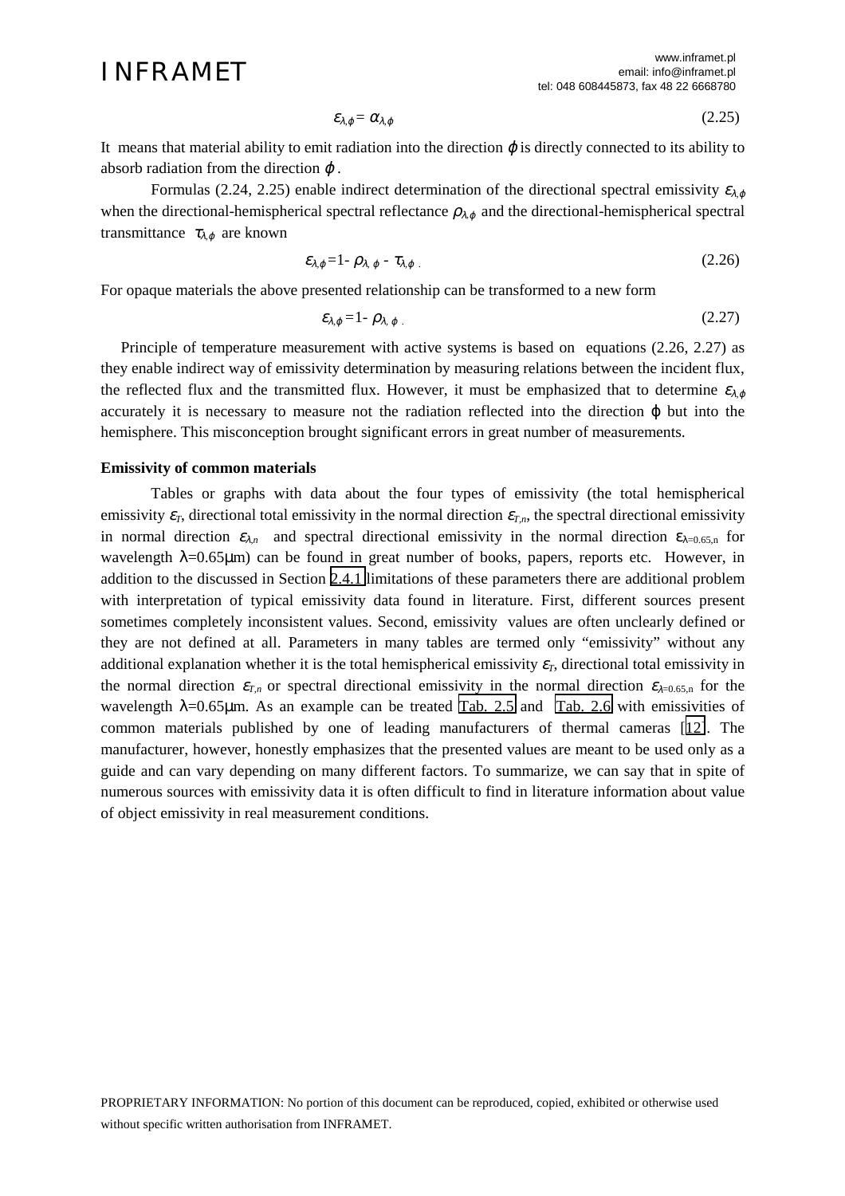$$\varepsilon_{\lambda,\varphi} = \alpha_{\lambda,\varphi} \tag{2.25}$$

It means that material ability to emit radiation into the direction $\varphi$ is directly connected to its ability to absorb radiation from the direction $\varphi$.

Formulas (2.24, 2.25) enable indirect determination of the directional spectral emissivity $\varepsilon_{\lambda,\varphi}$ when the directional-hemispherical spectral reflectance $\rho_{\lambda,\varphi}$ and the directional-hemispherical spectral transmittance $\tau_{\lambda,\varphi}$ are known

$$\varepsilon_{\lambda,\varphi} = 1 - \rho_{\lambda,\varphi} - \tau_{\lambda,\varphi} \,. \tag{2.26}$$

For opaque materials the above presented relationship can be transformed to a new form

$$\varepsilon_{\lambda,\varphi} = 1 - \rho_{\lambda,\varphi} \,. \tag{2.27}$$

Principle of temperature measurement with active systems is based on equations (2.26, 2.27) as they enable indirect way of emissivity determination by measuring relations between the incident flux, the reflected flux and the transmitted flux. However, it must be emphasized that to determine $\varepsilon_{\lambda,\varphi}$ accurately it is necessary to measure not the radiation reflected into the direction $\varphi$ but into the hemisphere. This misconception brought significant errors in great number of measurements.

**Emissivity of common materials**

Tables or graphs with data about the four types of emissivity (the total hemispherical emissivity $\varepsilon_T$, directional total emissivity in the normal direction $\varepsilon_{T,n}$, the spectral directional emissivity in normal direction $\varepsilon_{\lambda,n}$ and spectral directional emissivity in the normal direction $\varepsilon_{\lambda=0.65,n}$ for wavelength $\lambda$=0.65μm) can be found in great number of books, papers, reports etc. However, in addition to the discussed in Section 2.4.1 limitations of these parameters there are additional problem with interpretation of typical emissivity data found in literature. First, different sources present sometimes completely inconsistent values. Second, emissivity values are often unclearly defined or they are not defined at all. Parameters in many tables are termed only "emissivity" without any additional explanation whether it is the total hemispherical emissivity $\varepsilon_T$, directional total emissivity in the normal direction $\varepsilon_{T,n}$ or spectral directional emissivity in the normal direction $\varepsilon_{\lambda=0.65,n}$ for the wavelength $\lambda$=0.65μm. As an example can be treated Tab. 2.5 and Tab. 2.6 with emissivities of common materials published by one of leading manufacturers of thermal cameras [12]. The manufacturer, however, honestly emphasizes that the presented values are meant to be used only as a guide and can vary depending on many different factors. To summarize, we can say that in spite of numerous sources with emissivity data it is often difficult to find in literature information about value of object emissivity in real measurement conditions.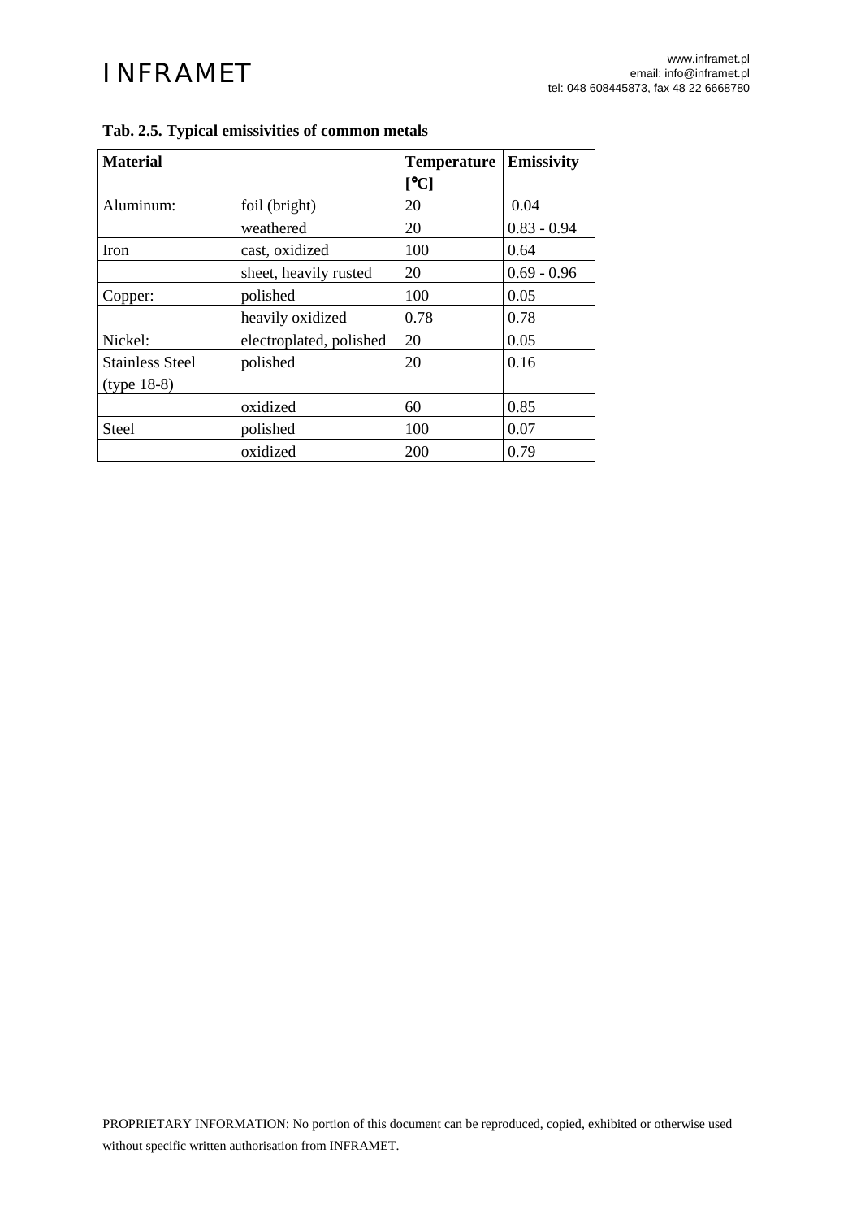**Tab. 2.5. Typical emissivities of common metals**

| Material | | Temperature [°C] | Emissivity |
|---|---|---|---|
| Aluminum: | foil (bright) | 20 | 0.04 |
| | weathered | 20 | 0.83 - 0.94 |
| Iron | cast, oxidized | 100 | 0.64 |
| | sheet, heavily rusted | 20 | 0.69 - 0.96 |
| Copper: | polished | 100 | 0.05 |
| | heavily oxidized | 0.78 | 0.78 |
| Nickel: | electroplated, polished | 20 | 0.05 |
| Stainless Steel (type 18-8) | polished | 20 | 0.16 |
| | oxidized | 60 | 0.85 |
| Steel | polished | 100 | 0.07 |
| | oxidized | 200 | 0.79 |

PROPRIETARY INFORMATION: No portion of this document can be reproduced, copied, exhibited or otherwise used without specific written authorisation from INFRAMET.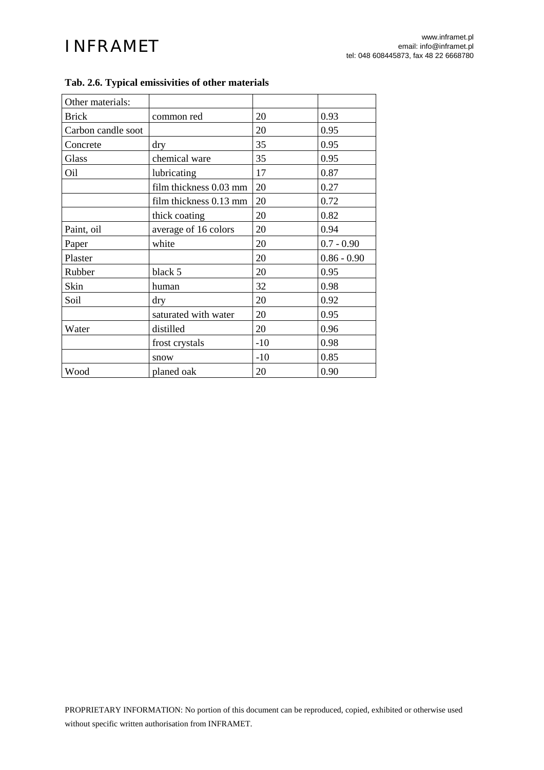**Tab. 2.6. Typical emissivities of other materials**

| | | | |
|---|---|---|---|
| Other materials: | | | |
| Brick | common red | 20 | 0.93 |
| Carbon candle soot | | 20 | 0.95 |
| Concrete | dry | 35 | 0.95 |
| Glass | chemical ware | 35 | 0.95 |
| Oil | lubricating | 17 | 0.87 |
| | film thickness 0.03 mm | 20 | 0.27 |
| | film thickness 0.13 mm | 20 | 0.72 |
| | thick coating | 20 | 0.82 |
| Paint, oil | average of 16 colors | 20 | 0.94 |
| Paper | white | 20 | 0.7 - 0.90 |
| Plaster | | 20 | 0.86 - 0.90 |
| Rubber | black 5 | 20 | 0.95 |
| Skin | human | 32 | 0.98 |
| Soil | dry | 20 | 0.92 |
| | saturated with water | 20 | 0.95 |
| Water | distilled | 20 | 0.96 |
| | frost crystals | -10 | 0.98 |
| | snow | -10 | 0.85 |
| Wood | planed oak | 20 | 0.90 |